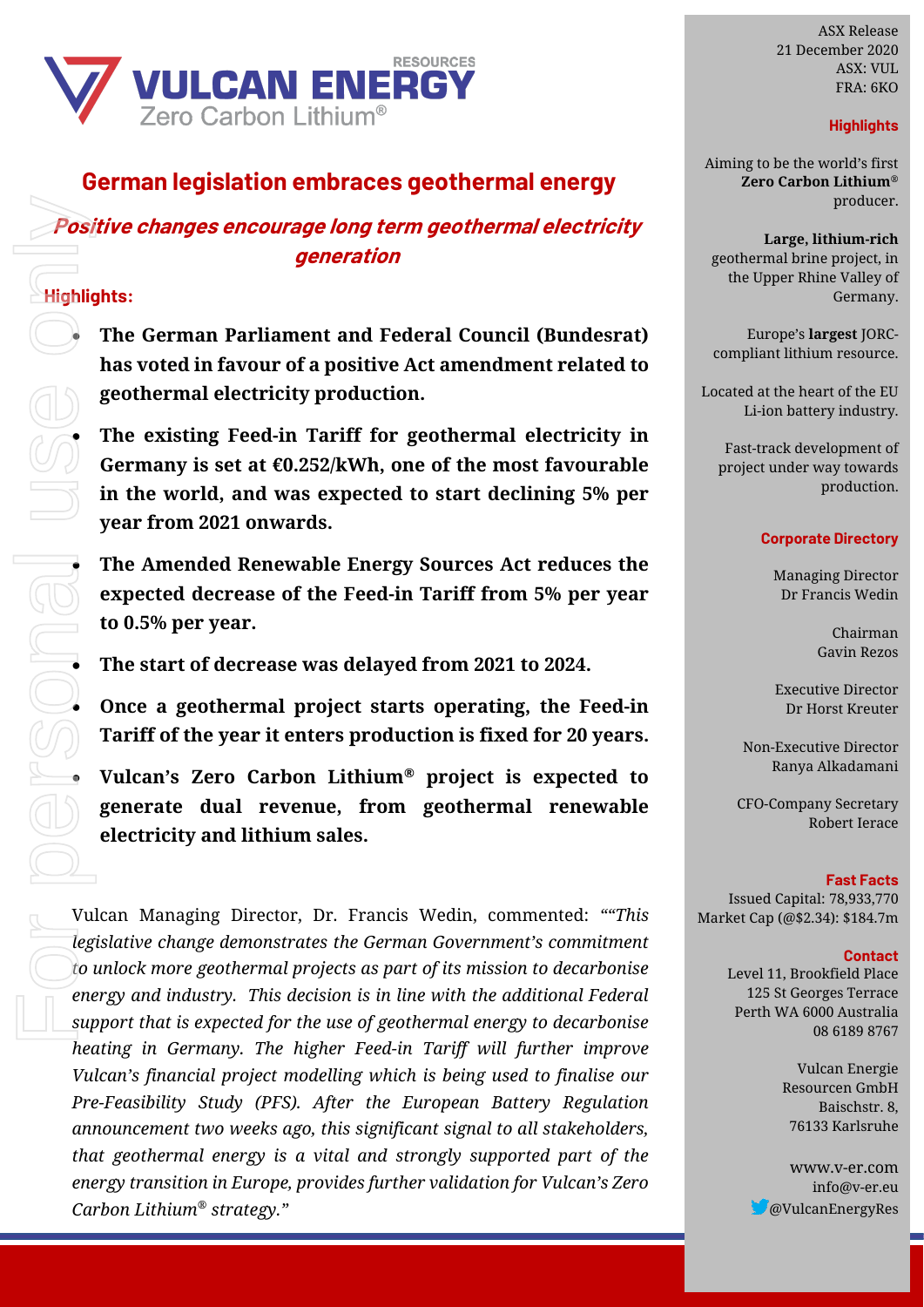# German legislation embraces geothermal energy

## *Positive changes encourage long term geothermal electricity generation*

**Highlights:**

- **The German Parliament and Federal Council (Bundesrat) has voted in favour of a positive Act amendment related to geothermal electricity production.**
- **The existing Feed-in Tariff for geothermal electricity in Germany is set at €0.252/kWh, one of the most favourable in the world, and was expected to start declining 5% per year from 2021 onwards.**
- **The Amended Renewable Energy Sources Act reduces the expected decrease of the Feed-in Tariff from 5% per year to 0.5% per year.**
- **The start of decrease was delayed from 2021 to 2024.**
- **Once a geothermal project starts operating, the Feed-in Tariff of the year it enters production is fixed for 20 years.**
- **Vulcan's Zero Carbon Lithium® project is expected to generate dual revenue, from geothermal renewable electricity and lithium sales.**

Vulcan Managing Director, Dr. Francis Wedin, commented: *""This legislative change demonstrates the German Government's commitment to unlock more geothermal projects as part of its mission to decarbonise energy and industry. This decision is in line with the additional Federal support that is expected for the use of geothermal energy to decarbonise heating in Germany. The higher Feed-in Tariff will further improve Vulcan's financial project modelling which is being used to finalise our Pre-Feasibility Study (PFS). After the European Battery Regulation announcement two weeks ago, this significant signal to all stakeholders, that geothermal energy is a vital and strongly supported part of the energy transition in Europe, provides further validation for Vulcan's Zero Carbon Lithium® strategy."*

ASX Release
21 December 2020
ASX: VUL
FRA: 6KO

**Highlights**

Aiming to be the world's first **Zero Carbon Lithium®** producer.

**Large, lithium-rich** geothermal brine project, in the Upper Rhine Valley of Germany.

Europe's **largest** JORC-compliant lithium resource.

Located at the heart of the EU Li-ion battery industry.

Fast-track development of project under way towards production.

**Corporate Directory**

Managing Director
Dr Francis Wedin

Chairman
Gavin Rezos

Executive Director
Dr Horst Kreuter

Non-Executive Director
Ranya Alkadamani

CFO-Company Secretary
Robert Ierace

**Fast Facts**

Issued Capital: 78,933,770
Market Cap (@$2.34): $184.7m

**Contact**

Level 11, Brookfield Place
125 St Georges Terrace
Perth WA 6000 Australia
08 6189 8767

Vulcan Energie
Resourcen GmbH
Baischstr. 8,
76133 Karlsruhe

www.v-er.com
info@v-er.eu
@VulcanEnergyRes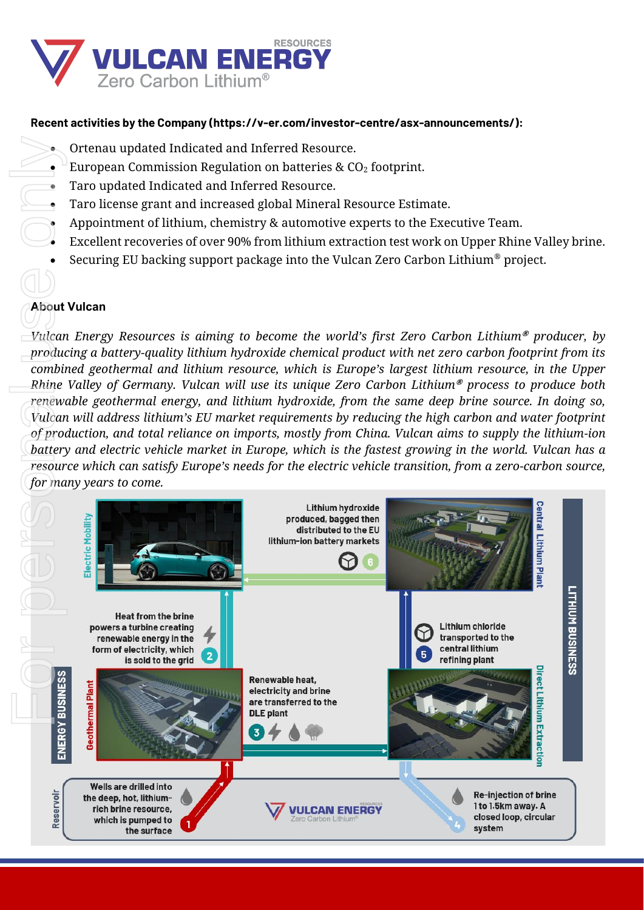**Recent activities by the Company (https://v-er.com/investor-centre/asx-announcements/):**

- Ortenau updated Indicated and Inferred Resource.
- European Commission Regulation on batteries & $CO_2$ footprint.
- Taro updated Indicated and Inferred Resource.
- Taro license grant and increased global Mineral Resource Estimate.
- Appointment of lithium, chemistry & automotive experts to the Executive Team.
- Excellent recoveries of over 90% from lithium extraction test work on Upper Rhine Valley brine.
- Securing EU backing support package into the Vulcan Zero Carbon Lithium® project.

**About Vulcan**

*Vulcan Energy Resources is aiming to become the world's first Zero Carbon Lithium® producer, by producing a battery-quality lithium hydroxide chemical product with net zero carbon footprint from its combined geothermal and lithium resource, which is Europe's largest lithium resource, in the Upper Rhine Valley of Germany. Vulcan will use its unique Zero Carbon Lithium® process to produce both renewable geothermal energy, and lithium hydroxide, from the same deep brine source. In doing so, Vulcan will address lithium's EU market requirements by reducing the high carbon and water footprint of production, and total reliance on imports, mostly from China. Vulcan aims to supply the lithium-ion battery and electric vehicle market in Europe, which is the fastest growing in the world. Vulcan has a resource which can satisfy Europe's needs for the electric vehicle transition, from a zero-carbon source, for many years to come.*

Electric Mobility

Central Lithium Plant

LITHIUM BUSINESS

ENERGY BUSINESS

Geothermal Plant

Direct Lithium Extraction

Reservoir

1. Wells are drilled into the deep, hot, lithium-rich brine resource, which is pumped to the surface
2. Heat from the brine powers a turbine creating renewable energy in the form of electricity, which is sold to the grid
3. Renewable heat, electricity and brine are transferred to the DLE plant
4. Re-injection of brine 1 to 1.5km away. A closed loop, circular system
5. Lithium chloride transported to the central lithium refining plant
6. Lithium hydroxide produced, bagged then distributed to the EU lithium-ion battery markets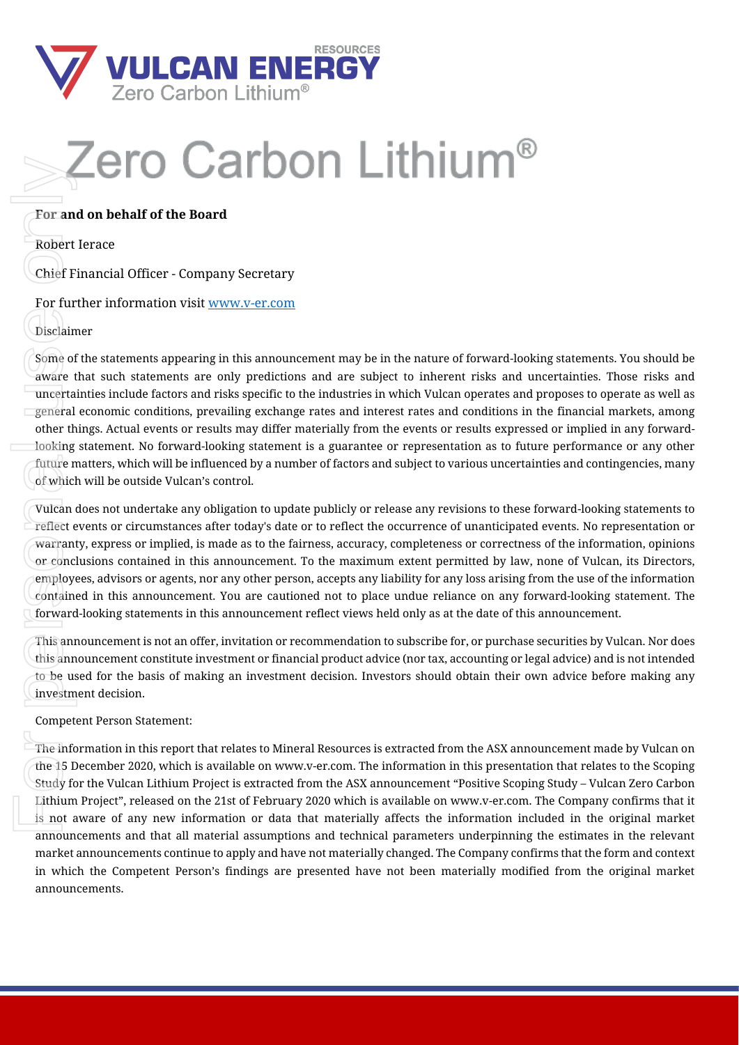**For and on behalf of the Board**

Robert Ierace

Chief Financial Officer - Company Secretary

For further information visit [www.v-er.com](http://www.v-er.com)

Disclaimer

Some of the statements appearing in this announcement may be in the nature of forward-looking statements. You should be aware that such statements are only predictions and are subject to inherent risks and uncertainties. Those risks and uncertainties include factors and risks specific to the industries in which Vulcan operates and proposes to operate as well as general economic conditions, prevailing exchange rates and interest rates and conditions in the financial markets, among other things. Actual events or results may differ materially from the events or results expressed or implied in any forward-looking statement. No forward-looking statement is a guarantee or representation as to future performance or any other future matters, which will be influenced by a number of factors and subject to various uncertainties and contingencies, many of which will be outside Vulcan's control.

Vulcan does not undertake any obligation to update publicly or release any revisions to these forward-looking statements to reflect events or circumstances after today's date or to reflect the occurrence of unanticipated events. No representation or warranty, express or implied, is made as to the fairness, accuracy, completeness or correctness of the information, opinions or conclusions contained in this announcement. To the maximum extent permitted by law, none of Vulcan, its Directors, employees, advisors or agents, nor any other person, accepts any liability for any loss arising from the use of the information contained in this announcement. You are cautioned not to place undue reliance on any forward-looking statement. The forward-looking statements in this announcement reflect views held only as at the date of this announcement.

This announcement is not an offer, invitation or recommendation to subscribe for, or purchase securities by Vulcan. Nor does this announcement constitute investment or financial product advice (nor tax, accounting or legal advice) and is not intended to be used for the basis of making an investment decision. Investors should obtain their own advice before making any investment decision.

Competent Person Statement:

The information in this report that relates to Mineral Resources is extracted from the ASX announcement made by Vulcan on the 15 December 2020, which is available on www.v-er.com. The information in this presentation that relates to the Scoping Study for the Vulcan Lithium Project is extracted from the ASX announcement "Positive Scoping Study – Vulcan Zero Carbon Lithium Project", released on the 21st of February 2020 which is available on www.v-er.com. The Company confirms that it is not aware of any new information or data that materially affects the information included in the original market announcements and that all material assumptions and technical parameters underpinning the estimates in the relevant market announcements continue to apply and have not materially changed. The Company confirms that the form and context in which the Competent Person's findings are presented have not been materially modified from the original market announcements.